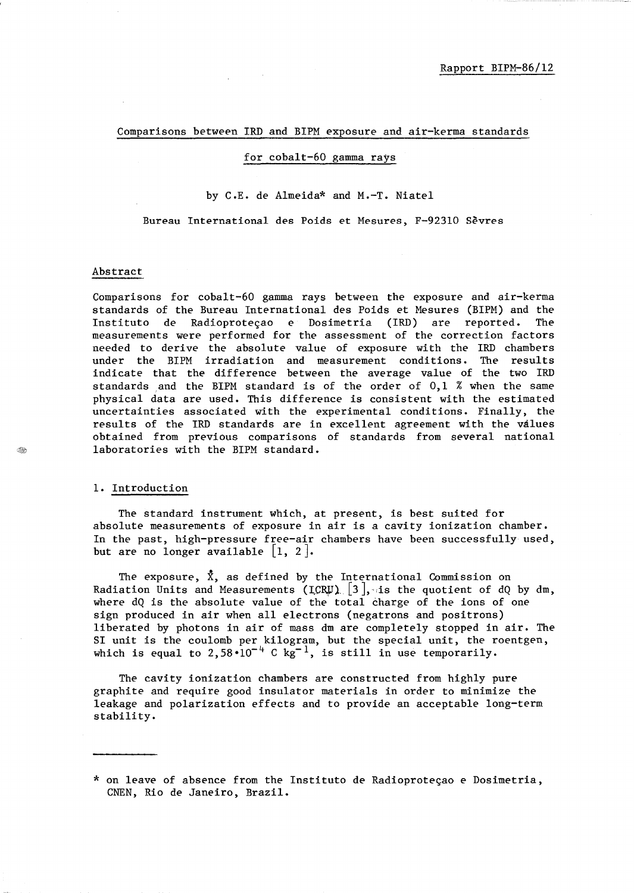Rapport BIPM-86/12

# Comparisons between IRD and BIPM exposure and air-kerma standards for cobalt-60 gamma rays

by C.E. de Almeida* and M.-T. Niatel

Bureau International des Poids et Mesures, F-92310 Sèvres

## Abstract

Comparisons for cobalt-60 gamma rays between the exposure and air-kerma standards of the Bureau International des Poids et Mesures (BIPM) and the Instituto de Radioproteçao e Dosimetria (IRD) are reported. The measurements were performed for the assessment of the correction factors needed to derive the absolute value of exposure with the IRD chambers under the BIPM irradiation and measurement conditions. The results indicate that the difference between the average value of the two IRD standards and the BIPM standard is of the order of 0,1 % when the same physical data are used. This difference is consistent with the estimated uncertainties associated with the experimental conditions. Finally, the results of the IRD standards are in excellent agreement with the values obtained from previous comparisons of standards from several national laboratories with the BIPM standard.

## 1. Introduction

The standard instrument which, at present, is best suited for absolute measurements of exposure in air is a cavity ionization chamber. In the past, high-pressure free-air chambers have been successfully used, but are no longer available [1, 2].

The exposure, $\dot{X}$, as defined by the International Commission on Radiation Units and Measurements (ICRU) [3], is the quotient of dQ by dm, where dQ is the absolute value of the total charge of the ions of one sign produced in air when all electrons (negatrons and positrons) liberated by photons in air of mass dm are completely stopped in air. The SI unit is the coulomb per kilogram, but the special unit, the roentgen, which is equal to $2{,}58 \cdot 10^{-4}$ C kg$^{-1}$, is still in use temporarily.

The cavity ionization chambers are constructed from highly pure graphite and require good insulator materials in order to minimize the leakage and polarization effects and to provide an acceptable long-term stability.

---

\* on leave of absence from the Instituto de Radioproteçao e Dosimetria, CNEN, Rio de Janeiro, Brazil.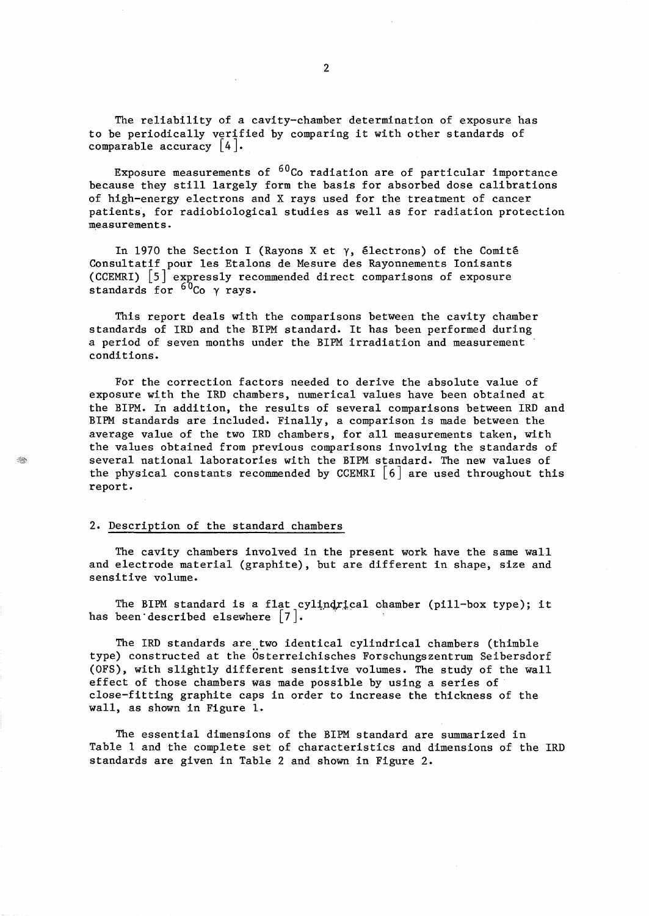The reliability of a cavity-chamber determination of exposure has to be periodically verified by comparing it with other standards of comparable accuracy [4].

Exposure measurements of $^{60}$Co radiation are of particular importance because they still largely form the basis for absorbed dose calibrations of high-energy electrons and X rays used for the treatment of cancer patients, for radiobiological studies as well as for radiation protection measurements.

In 1970 the Section I (Rayons X et $\gamma$, électrons) of the Comité Consultatif pour les Etalons de Mesure des Rayonnements Ionisants (CCEMRI) [5] expressly recommended direct comparisons of exposure standards for $^{60}$Co $\gamma$ rays.

This report deals with the comparisons between the cavity chamber standards of IRD and the BIPM standard. It has been performed during a period of seven months under the BIPM irradiation and measurement conditions.

For the correction factors needed to derive the absolute value of exposure with the IRD chambers, numerical values have been obtained at the BIPM. In addition, the results of several comparisons between IRD and BIPM standards are included. Finally, a comparison is made between the average value of the two IRD chambers, for all measurements taken, with the values obtained from previous comparisons involving the standards of several national laboratories with the BIPM standard. The new values of the physical constants recommended by CCEMRI [6] are used throughout this report.

## 2. Description of the standard chambers

The cavity chambers involved in the present work have the same wall and electrode material (graphite), but are different in shape, size and sensitive volume.

The BIPM standard is a flat cylindrical chamber (pill-box type); it has been described elsewhere [7].

The IRD standards are two identical cylindrical chambers (thimble type) constructed at the Österreichisches Forschungszentrum Seibersdorf (OFS), with slightly different sensitive volumes. The study of the wall effect of those chambers was made possible by using a series of close-fitting graphite caps in order to increase the thickness of the wall, as shown in Figure 1.

The essential dimensions of the BIPM standard are summarized in Table 1 and the complete set of characteristics and dimensions of the IRD standards are given in Table 2 and shown in Figure 2.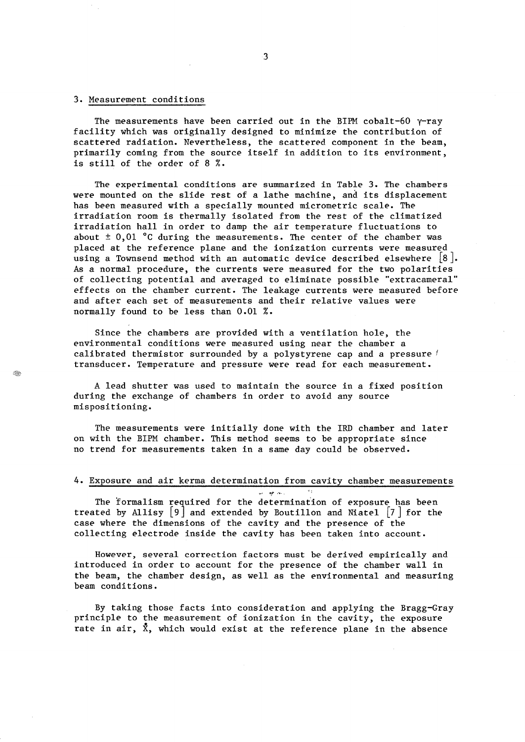## 3. Measurement conditions

The measurements have been carried out in the BIPM cobalt-60 γ-ray facility which was originally designed to minimize the contribution of scattered radiation. Nevertheless, the scattered component in the beam, primarily coming from the source itself in addition to its environment, is still of the order of 8 %.

The experimental conditions are summarized in Table 3. The chambers were mounted on the slide rest of a lathe machine, and its displacement has been measured with a specially mounted micrometric scale. The irradiation room is thermally isolated from the rest of the climatized irradiation hall in order to damp the air temperature fluctuations to about ± 0,01 °C during the measurements. The center of the chamber was placed at the reference plane and the ionization currents were measured using a Townsend method with an automatic device described elsewhere [8]. As a normal procedure, the currents were measured for the two polarities of collecting potential and averaged to eliminate possible "extracameral" effects on the chamber current. The leakage currents were measured before and after each set of measurements and their relative values were normally found to be less than 0.01 %.

Since the chambers are provided with a ventilation hole, the environmental conditions were measured using near the chamber a calibrated thermistor surrounded by a polystyrene cap and a pressure transducer. Temperature and pressure were read for each measurement.

A lead shutter was used to maintain the source in a fixed position during the exchange of chambers in order to avoid any source mispositioning.

The measurements were initially done with the IRD chamber and later on with the BIPM chamber. This method seems to be appropriate since no trend for measurements taken in a same day could be observed.

## 4. Exposure and air kerma determination from cavity chamber measurements

The formalism required for the determination of exposure has been treated by Allisy [9] and extended by Boutillon and Niatel [7] for the case where the dimensions of the cavity and the presence of the collecting electrode inside the cavity has been taken into account.

However, several correction factors must be derived empirically and introduced in order to account for the presence of the chamber wall in the beam, the chamber design, as well as the environmental and measuring beam conditions.

By taking those facts into consideration and applying the Bragg-Gray principle to the measurement of ionization in the cavity, the exposure rate in air, $\dot{X}$, which would exist at the reference plane in the absence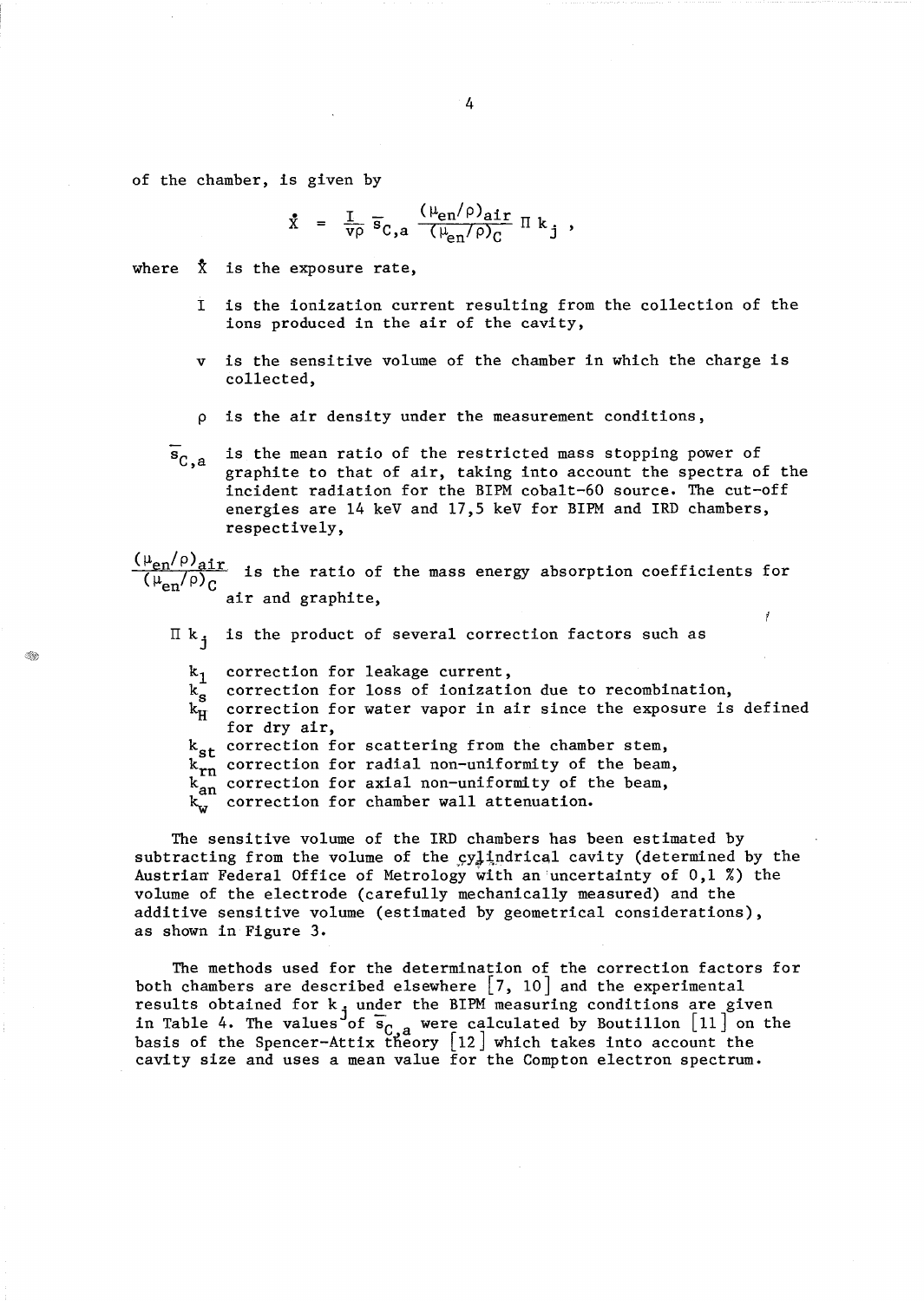of the chamber, is given by

$$\dot{X} = \frac{I}{v\rho} \bar{s}_{C,a} \frac{(\mu_{en}/\rho)_{air}}{(\mu_{en}/\rho)_C} \Pi k_j ,$$

where $\dot{X}$ is the exposure rate,

- $I$ is the ionization current resulting from the collection of the ions produced in the air of the cavity,
- $v$ is the sensitive volume of the chamber in which the charge is collected,
- $\rho$ is the air density under the measurement conditions,
- $\bar{s}_{C,a}$ is the mean ratio of the restricted mass stopping power of graphite to that of air, taking into account the spectra of the incident radiation for the BIPM cobalt-60 source. The cut-off energies are 14 keV and 17,5 keV for BIPM and IRD chambers, respectively,
- $\frac{(\mu_{en}/\rho)_{air}}{(\mu_{en}/\rho)_C}$ is the ratio of the mass energy absorption coefficients for air and graphite,
- $\Pi k_j$ is the product of several correction factors such as
  - $k_1$ correction for leakage current,
  - $k_s$ correction for loss of ionization due to recombination,
  - $k_H$ correction for water vapor in air since the exposure is defined for dry air,
  - $k_{st}$ correction for scattering from the chamber stem,
  - $k_{rn}$ correction for radial non-uniformity of the beam,
  - $k_{an}$ correction for axial non-uniformity of the beam,
  - $k_w$ correction for chamber wall attenuation.

The sensitive volume of the IRD chambers has been estimated by subtracting from the volume of the cylindrical cavity (determined by the Austrian Federal Office of Metrology with an uncertainty of 0,1 %) the volume of the electrode (carefully mechanically measured) and the additive sensitive volume (estimated by geometrical considerations), as shown in Figure 3.

The methods used for the determination of the correction factors for both chambers are described elsewhere [7, 10] and the experimental results obtained for $k_j$ under the BIPM measuring conditions are given in Table 4. The values of $\bar{s}_{C,a}$ were calculated by Boutillon [11] on the basis of the Spencer-Attix theory [12] which takes into account the cavity size and uses a mean value for the Compton electron spectrum.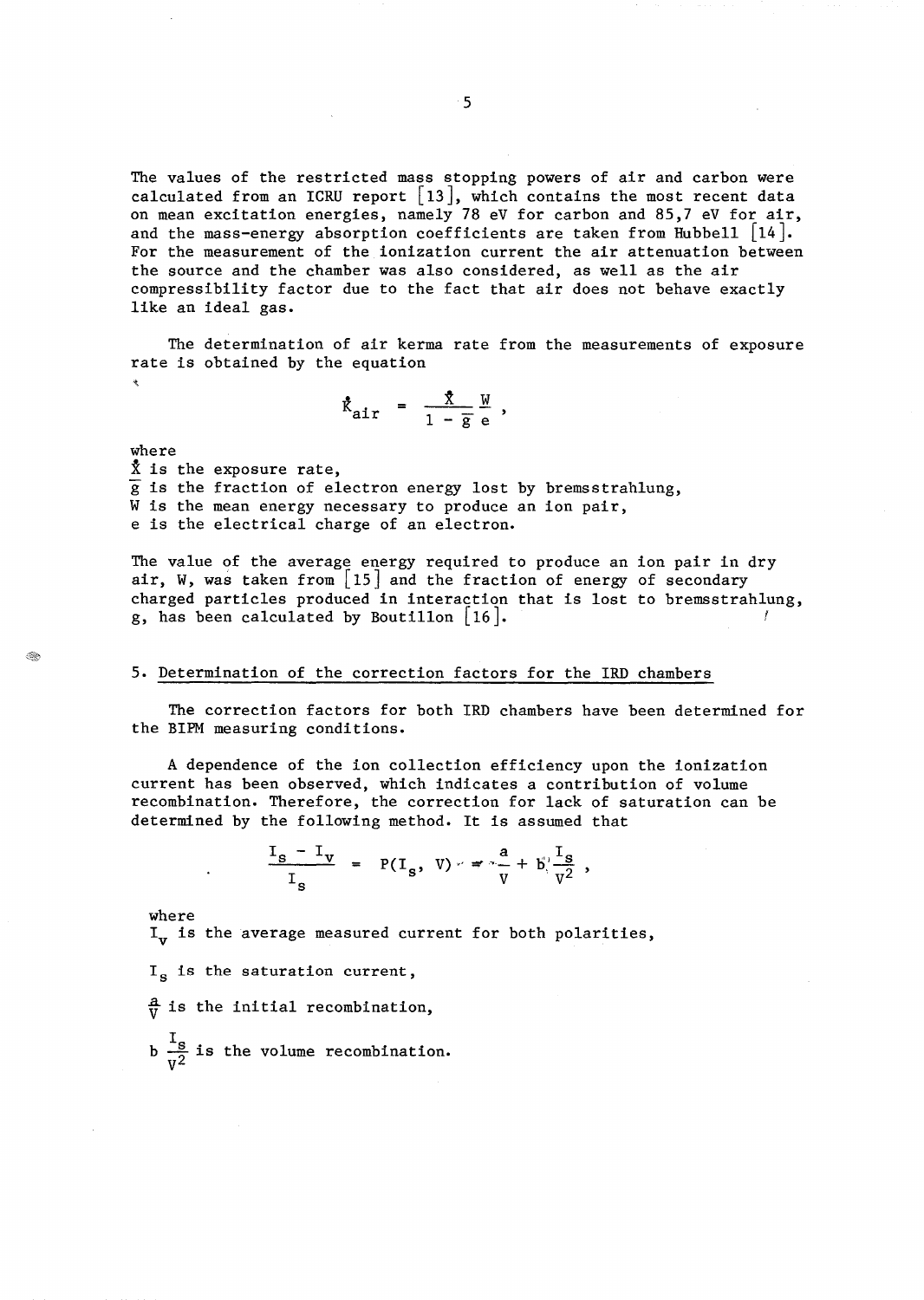The values of the restricted mass stopping powers of air and carbon were calculated from an ICRU report [13], which contains the most recent data on mean excitation energies, namely 78 eV for carbon and 85,7 eV for air, and the mass-energy absorption coefficients are taken from Hubbell [14]. For the measurement of the ionization current the air attenuation between the source and the chamber was also considered, as well as the air compressibility factor due to the fact that air does not behave exactly like an ideal gas.

The determination of air kerma rate from the measurements of exposure rate is obtained by the equation

$$\dot{K}_{air} = \frac{\dot{X}}{1 - \bar{g}} \frac{W}{e} ,$$

where

$\dot{X}$ is the exposure rate,
$\bar{g}$ is the fraction of electron energy lost by bremsstrahlung,
$W$ is the mean energy necessary to produce an ion pair,
$e$ is the electrical charge of an electron.

The value of the average energy required to produce an ion pair in dry air, $W$, was taken from [15] and the fraction of energy of secondary charged particles produced in interaction that is lost to bremsstrahlung, $g$, has been calculated by Boutillon [16].

## 5. Determination of the correction factors for the IRD chambers

The correction factors for both IRD chambers have been determined for the BIPM measuring conditions.

A dependence of the ion collection efficiency upon the ionization current has been observed, which indicates a contribution of volume recombination. Therefore, the correction for lack of saturation can be determined by the following method. It is assumed that

$$\frac{I_s - I_v}{I_s} = P(I_s, V) = \frac{a}{V} + b\frac{I_s}{V^2} ,$$

where

$I_v$ is the average measured current for both polarities,

$I_s$ is the saturation current,

$\frac{a}{V}$ is the initial recombination,

$b \frac{I_s}{V^2}$ is the volume recombination.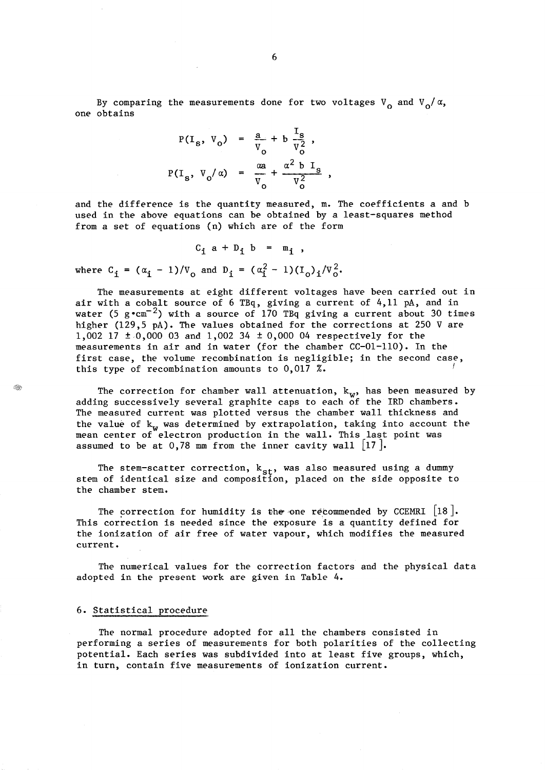By comparing the measurements done for two voltages $V_o$ and $V_o/\alpha$, one obtains

$$P(I_s, V_o) = \frac{a}{V_o} + b\frac{I_s}{V_o^2} ,$$

$$P(I_s, V_o/\alpha) = \frac{\alpha a}{V_o} + \frac{\alpha^2 b I_s}{V_o^2} ,$$

and the difference is the quantity measured, m. The coefficients a and b used in the above equations can be obtained by a least-squares method from a set of equations (n) which are of the form

$$C_i a + D_i b = m_i ,$$

where $C_i = (\alpha_i - 1)/V_o$ and $D_i = (\alpha_i^2 - 1)(I_o)_i/V_o^2$.

The measurements at eight different voltages have been carried out in air with a cobalt source of 6 TBq, giving a current of 4,11 pA, and in water (5 $g \cdot cm^{-2}$) with a source of 170 TBq giving a current about 30 times higher (129,5 pA). The values obtained for the corrections at 250 V are 1,002 17 ± 0,000 03 and 1,002 34 ± 0,000 04 respectively for the measurements in air and in water (for the chamber CC-01-110). In the first case, the volume recombination is negligible; in the second case, this type of recombination amounts to 0,017 %.

The correction for chamber wall attenuation, $k_w$, has been measured by adding successively several graphite caps to each of the IRD chambers. The measured current was plotted versus the chamber wall thickness and the value of $k_w$ was determined by extrapolation, taking into account the mean center of electron production in the wall. This last point was assumed to be at 0,78 mm from the inner cavity wall [17].

The stem-scatter correction, $k_{st}$, was also measured using a dummy stem of identical size and composition, placed on the side opposite to the chamber stem.

The correction for humidity is the one recommended by CCEMRI [18]. This correction is needed since the exposure is a quantity defined for the ionization of air free of water vapour, which modifies the measured current.

The numerical values for the correction factors and the physical data adopted in the present work are given in Table 4.

## 6. Statistical procedure

The normal procedure adopted for all the chambers consisted in performing a series of measurements for both polarities of the collecting potential. Each series was subdivided into at least five groups, which, in turn, contain five measurements of ionization current.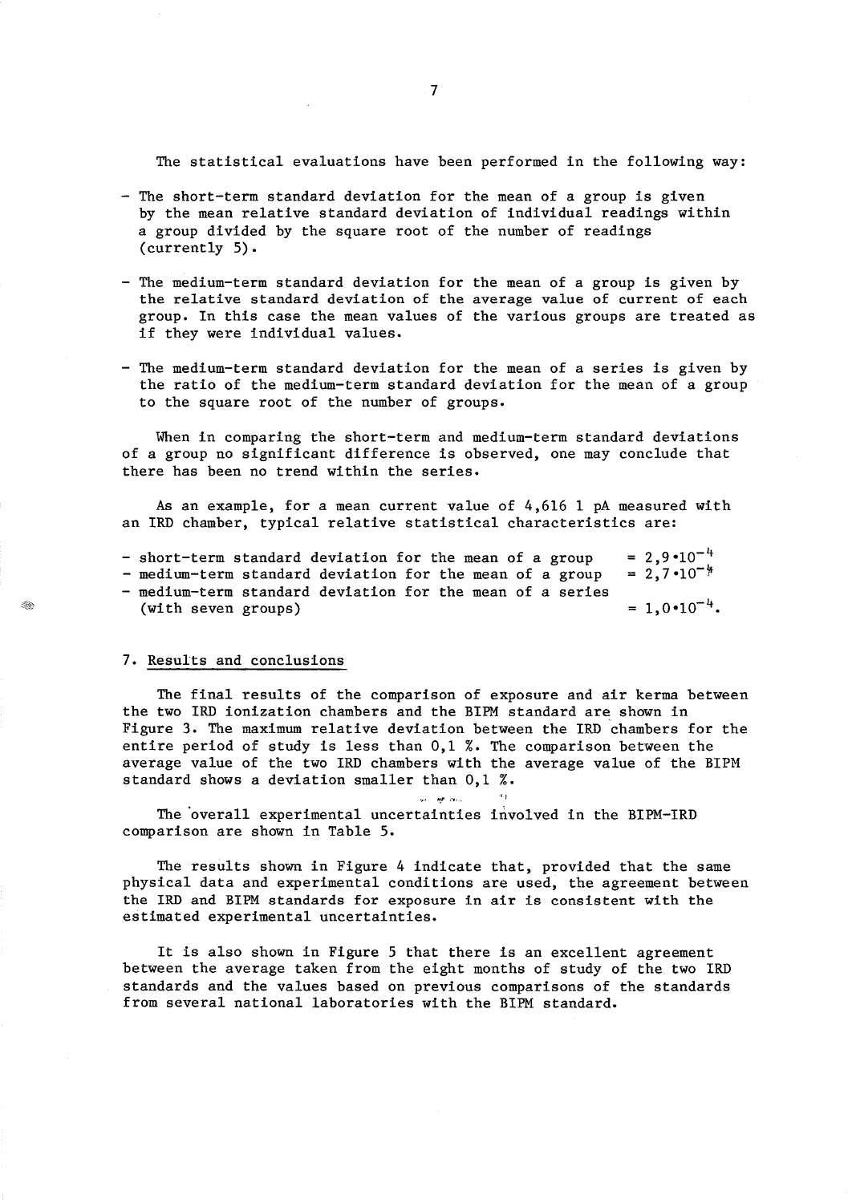The statistical evaluations have been performed in the following way:

- The short-term standard deviation for the mean of a group is given by the mean relative standard deviation of individual readings within a group divided by the square root of the number of readings (currently 5).

- The medium-term standard deviation for the mean of a group is given by the relative standard deviation of the average value of current of each group. In this case the mean values of the various groups are treated as if they were individual values.

- The medium-term standard deviation for the mean of a series is given by the ratio of the medium-term standard deviation for the mean of a group to the square root of the number of groups.

When in comparing the short-term and medium-term standard deviations of a group no significant difference is observed, one may conclude that there has been no trend within the series.

As an example, for a mean current value of 4,616 1 pA measured with an IRD chamber, typical relative statistical characteristics are:

- short-term standard deviation for the mean of a group $= 2{,}9 \cdot 10^{-4}$
- medium-term standard deviation for the mean of a group $= 2{,}7 \cdot 10^{-4}$
- medium-term standard deviation for the mean of a series (with seven groups) $= 1{,}0 \cdot 10^{-4}$.

## 7. Results and conclusions

The final results of the comparison of exposure and air kerma between the two IRD ionization chambers and the BIPM standard are shown in Figure 3. The maximum relative deviation between the IRD chambers for the entire period of study is less than 0,1 %. The comparison between the average value of the two IRD chambers with the average value of the BIPM standard shows a deviation smaller than 0,1 %.

The overall experimental uncertainties involved in the BIPM-IRD comparison are shown in Table 5.

The results shown in Figure 4 indicate that, provided that the same physical data and experimental conditions are used, the agreement between the IRD and BIPM standards for exposure in air is consistent with the estimated experimental uncertainties.

It is also shown in Figure 5 that there is an excellent agreement between the average taken from the eight months of study of the two IRD standards and the values based on previous comparisons of the standards from several national laboratories with the BIPM standard.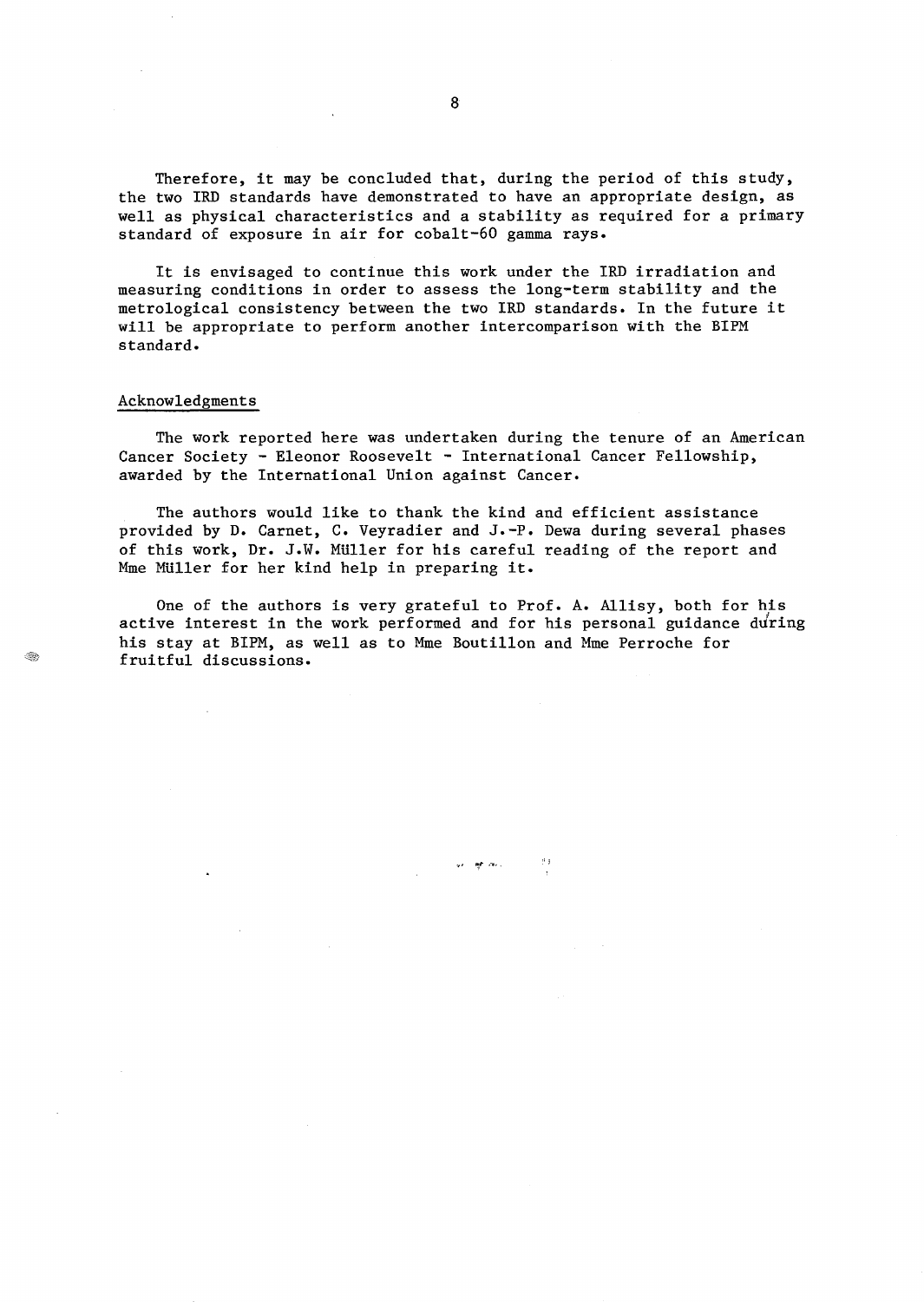Therefore, it may be concluded that, during the period of this study, the two IRD standards have demonstrated to have an appropriate design, as well as physical characteristics and a stability as required for a primary standard of exposure in air for cobalt-60 gamma rays.

It is envisaged to continue this work under the IRD irradiation and measuring conditions in order to assess the long-term stability and the metrological consistency between the two IRD standards. In the future it will be appropriate to perform another intercomparison with the BIPM standard.

## Acknowledgments

The work reported here was undertaken during the tenure of an American Cancer Society - Eleonor Roosevelt - International Cancer Fellowship, awarded by the International Union against Cancer.

The authors would like to thank the kind and efficient assistance provided by D. Carnet, C. Veyradier and J.-P. Dewa during several phases of this work, Dr. J.W. Müller for his careful reading of the report and Mme Müller for her kind help in preparing it.

One of the authors is very grateful to Prof. A. Allisy, both for his active interest in the work performed and for his personal guidance during his stay at BIPM, as well as to Mme Boutillon and Mme Perroche for fruitful discussions.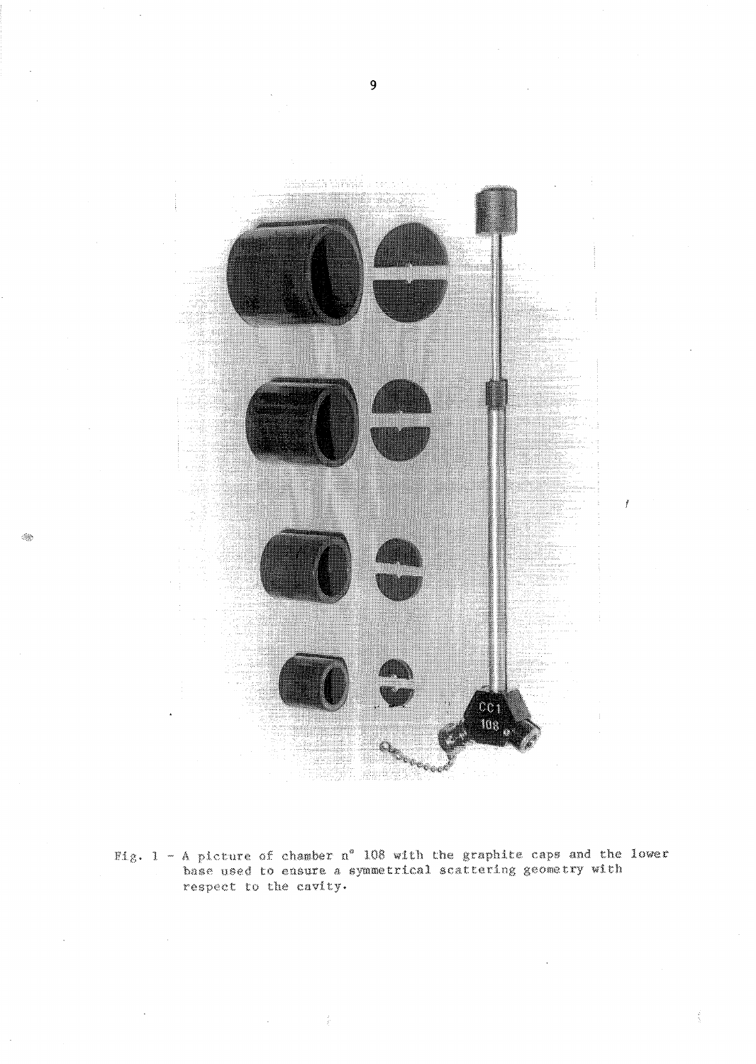Fig. 1 - A picture of chamber n° 108 with the graphite caps and the lower base used to ensure a symmetrical scattering geometry with respect to the cavity.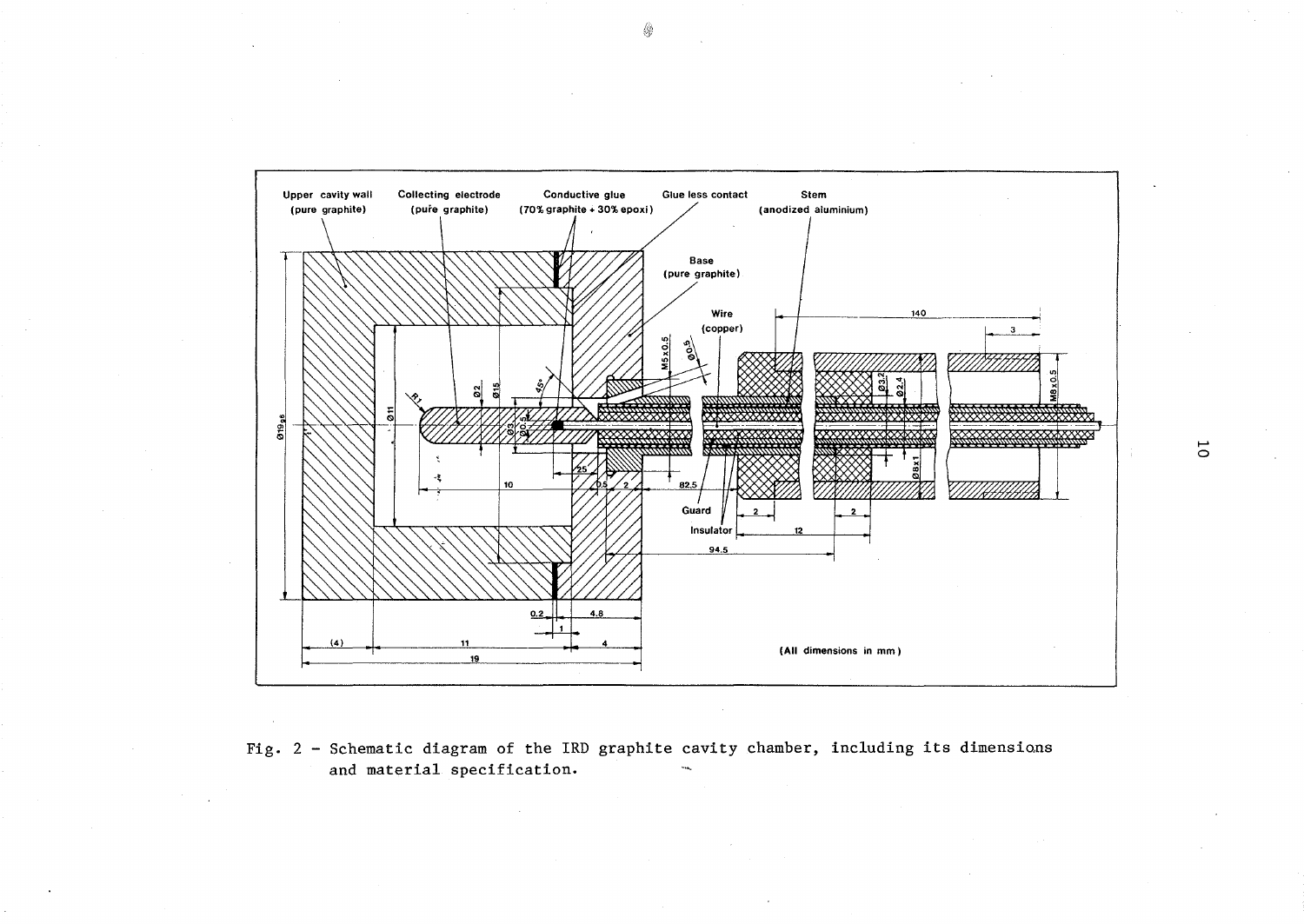Upper cavity wall (pure graphite)

Collecting electrode (pure graphite)

Conductive glue (70% graphite + 30% epoxi)

Glue less contact

Stem (anodized aluminium)

Base (pure graphite)

Wire (copper)

Guard

Insulator

(All dimensions in mm)

Fig. 2 - Schematic diagram of the IRD graphite cavity chamber, including its dimensions and material specification.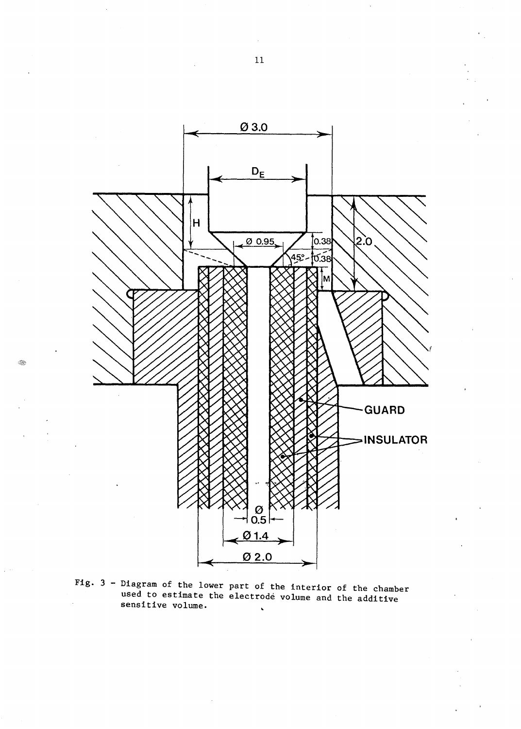Ø 3.0

$D_E$

H

Ø 0.95

0.38

0.38

45°

2.0

M

GUARD

INSULATOR

Ø 0.5

Ø 1.4

Ø 2.0

Fig. 3 - Diagram of the lower part of the interior of the chamber used to estimate the electrode volume and the additive sensitive volume.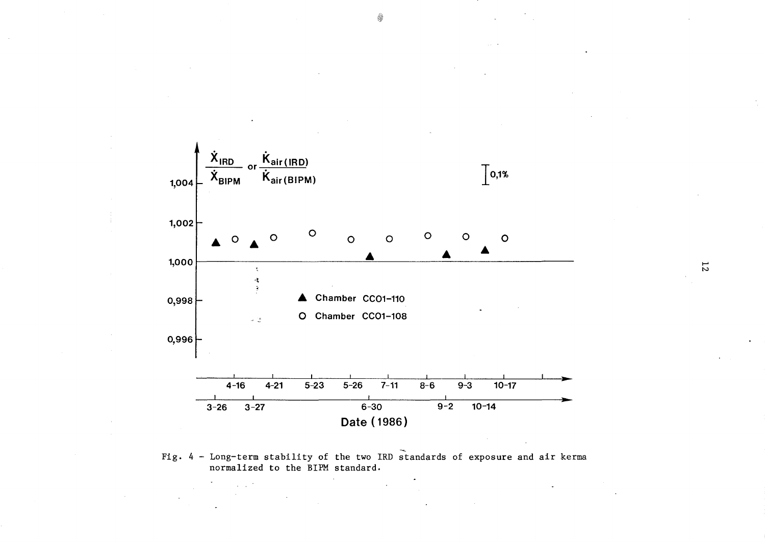$\frac{\dot{X}_{IRD}}{\dot{X}_{BIPM}}$ or $\frac{\dot{K}_{air(IRD)}}{\dot{K}_{air(BIPM)}}$

0,1%

1,004

1,002

1,000

0,998

0,996

▲ Chamber CC01-110

○ Chamber CC01-108

4-16 4-21 5-23 5-26 7-11 8-6 9-3 10-17

3-26 3-27 6-30 9-2 10-14

Date (1986)

Fig. 4 - Long-term stability of the two IRD standards of exposure and air kerma normalized to the BIPM standard.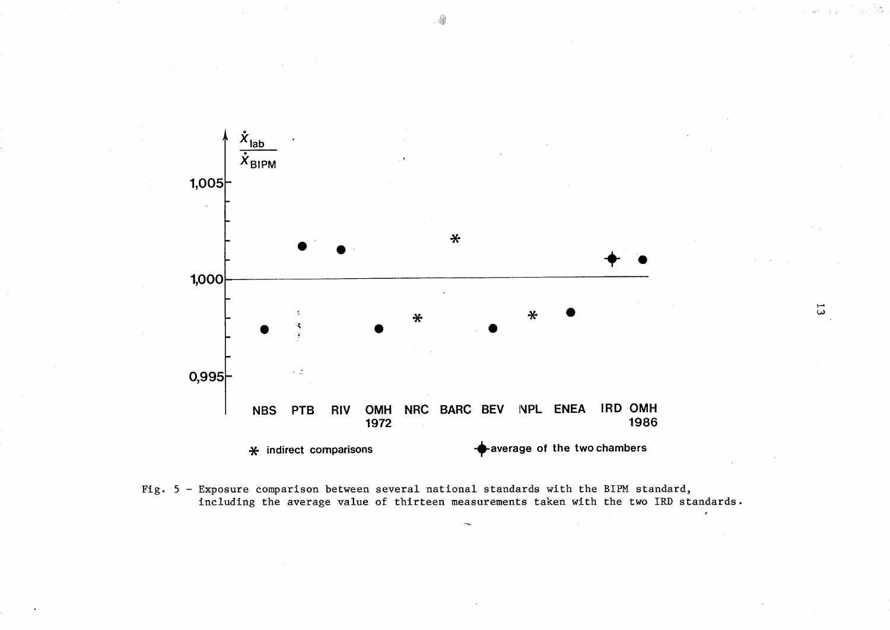$\frac{\dot{X}_{lab}}{\dot{X}_{BIPM}}$

1,005

1,000

0,995

NBS PTB RIV OMH 1972 NRC BARC BEV NPL ENEA IRD OMH 1986

* indirect comparisons

average of the two chambers

Fig. 5 - Exposure comparison between several national standards with the BIPM standard, including the average value of thirteen measurements taken with the two IRD standards.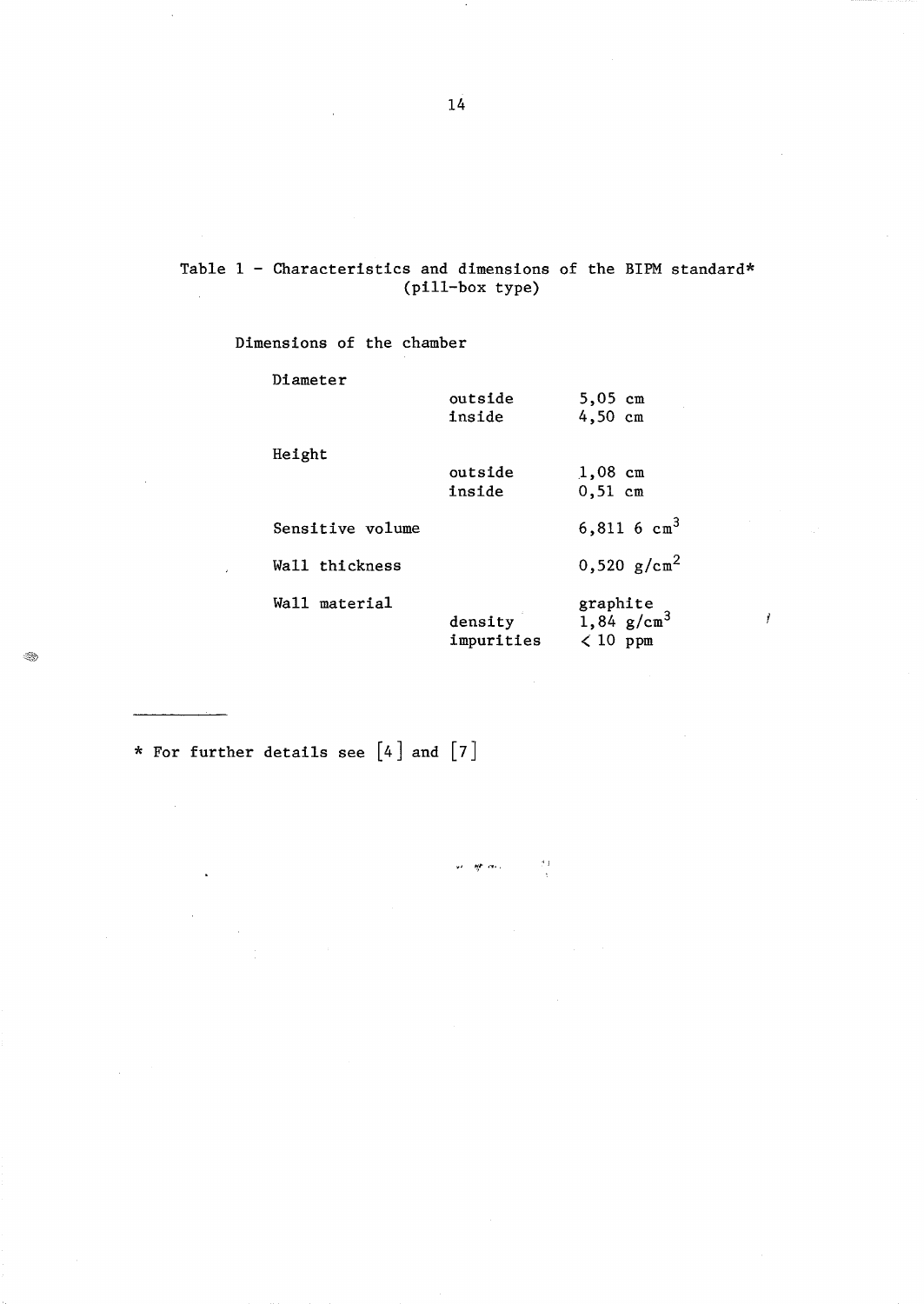Table 1 - Characteristics and dimensions of the BIPM standard*
(pill-box type)

| | | |
|---|---|---|
| **Dimensions of the chamber** | | |
| Diameter | outside | 5,05 cm |
| | inside | 4,50 cm |
| Height | outside | 1,08 cm |
| | inside | 0,51 cm |
| Sensitive volume | | 6,811 6 $cm^3$ |
| Wall thickness | | 0,520 $g/cm^2$ |
| Wall material | | graphite |
| | density | 1,84 $g/cm^3$ |
| | impurities | $<$ 10 ppm |

---

* For further details see [4] and [7]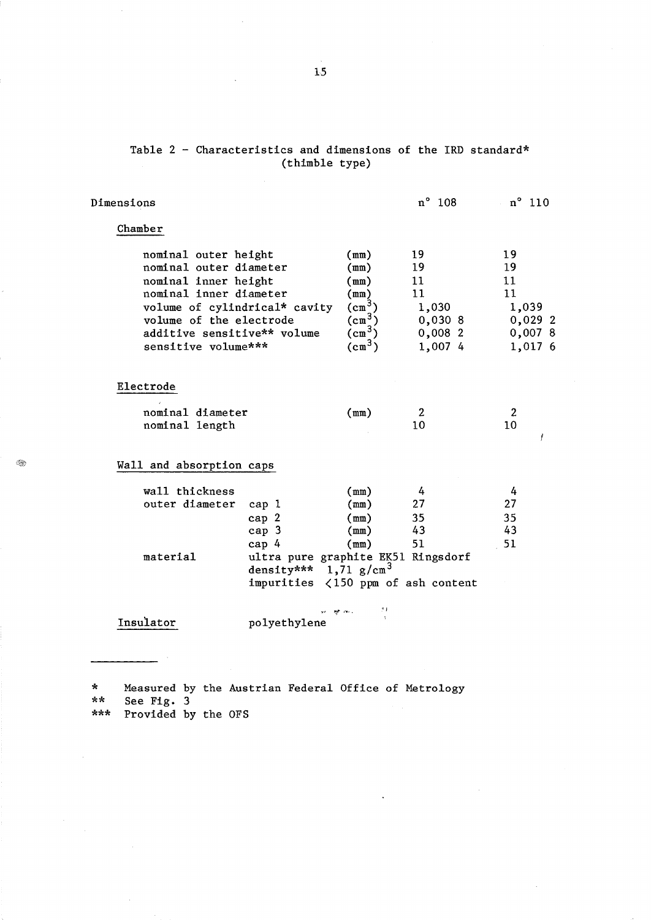Table 2 – Characteristics and dimensions of the IRD standard*
(thimble type)

| Dimensions | | | n° 108 | n° 110 |
|---|---|---|---|---|
| **Chamber** | | | | |
| nominal outer height | | (mm) | 19 | 19 |
| nominal outer diameter | | (mm) | 19 | 19 |
| nominal inner height | | (mm) | 11 | 11 |
| nominal inner diameter | | (mm) | 11 | 11 |
| volume of cylindrical* cavity | | ($cm^3$) | 1,030 | 1,039 |
| volume of the electrode | | ($cm^3$) | 0,030 8 | 0,029 2 |
| additive sensitive** volume | | ($cm^3$) | 0,008 2 | 0,007 8 |
| sensitive volume*** | | ($cm^3$) | 1,007 4 | 1,017 6 |
| **Electrode** | | | | |
| nominal diameter | | (mm) | 2 | 2 |
| nominal length | | | 10 | 10 |
| **Wall and absorption caps** | | | | |
| wall thickness | | (mm) | 4 | 4 |
| outer diameter | cap 1 | (mm) | 27 | 27 |
| | cap 2 | (mm) | 35 | 35 |
| | cap 3 | (mm) | 43 | 43 |
| | cap 4 | (mm) | 51 | 51 |
| material | ultra pure graphite EK51 Ringsdorf | | | |
| | density*** 1,71 $g/cm^3$ | | | |
| | impurities <150 ppm of ash content | | | |
| **Insulator** | polyethylene | | | |

\* Measured by the Austrian Federal Office of Metrology
\*\* See Fig. 3
\*\*\* Provided by the OFS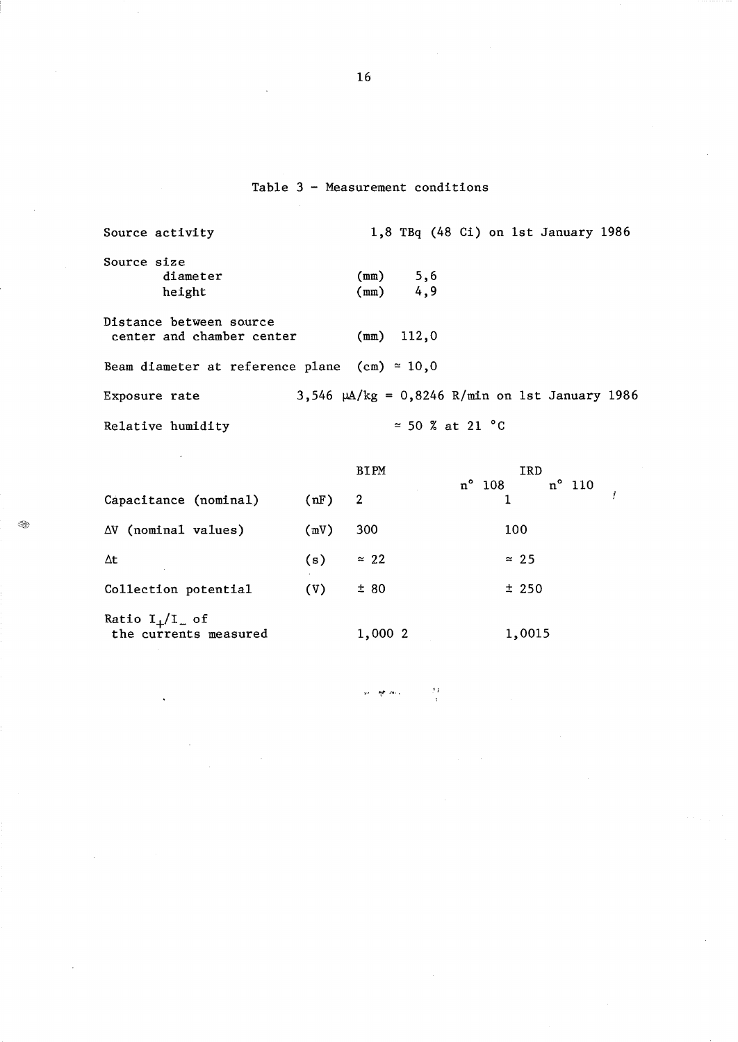Table 3 - Measurement conditions

| | | | | |
|---|---|---|---|---|
| Source activity | | 1,8 TBq (48 Ci) on 1st January 1986 | | |
| Source size | | | | |
| diameter | (mm) | 5,6 | | |
| height | (mm) | 4,9 | | |
| Distance between source center and chamber center | (mm) | 112,0 | | |
| Beam diameter at reference plane | (cm) | ≃ 10,0 | | |
| Exposure rate | | 3,546 μA/kg = 0,8246 R/min on 1st January 1986 | | |
| Relative humidity | | ≃ 50 % at 21 °C | | |

| | | BIPM | IRD n° 108 | IRD n° 110 |
|---|---|---|---|---|
| Capacitance (nominal) | (nF) | 2 | 1 | |
| ΔV (nominal values) | (mV) | 300 | 100 | |
| Δt | (s) | ≃ 22 | ≃ 25 | |
| Collection potential | (V) | ± 80 | ± 250 | |
| Ratio $I_+/I_-$ of the currents measured | | 1,000 2 | 1,0015 | |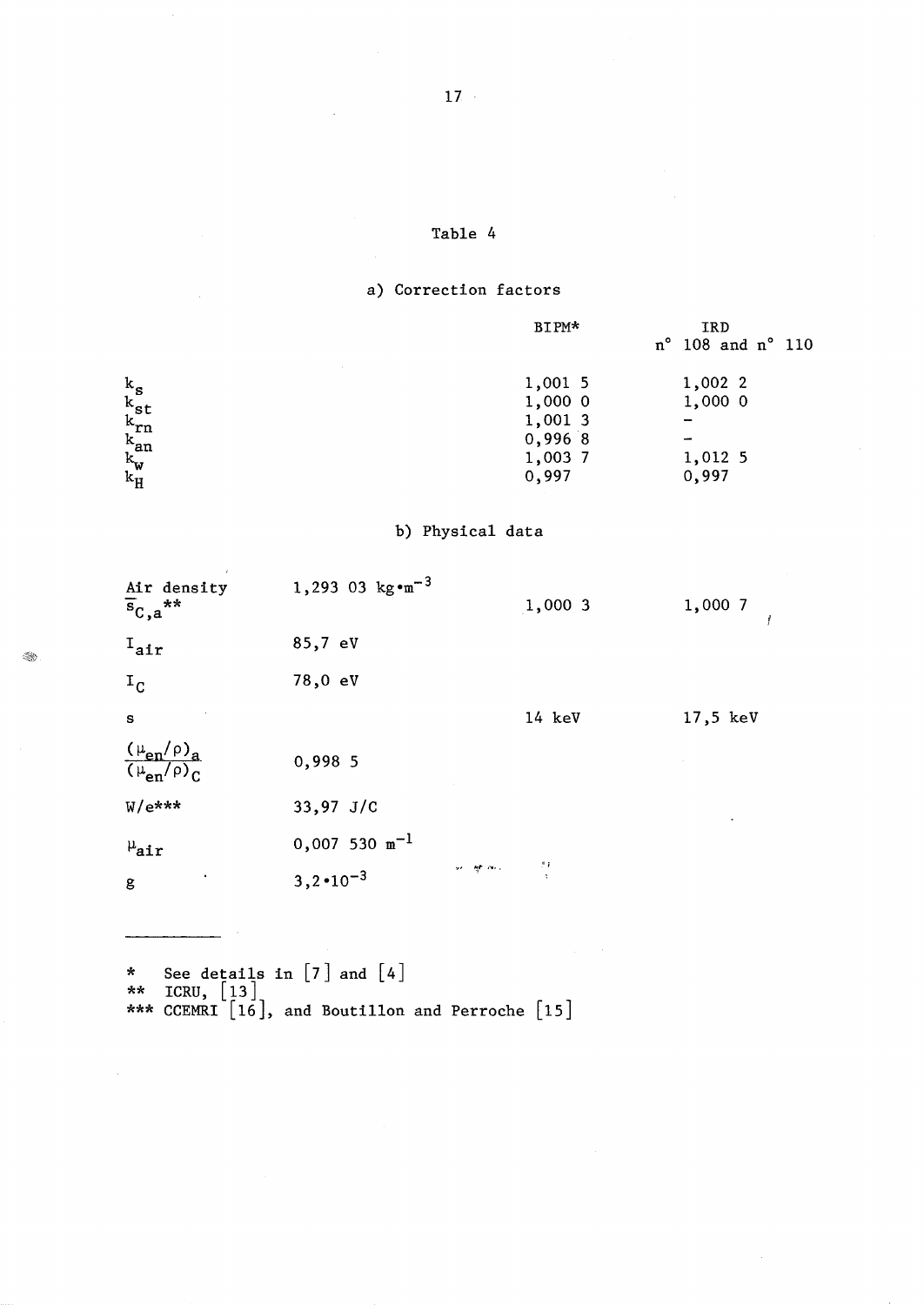# Table 4

## a) Correction factors

| | BIPM* | IRD n° 108 and n° 110 |
|---|---|---|
| $k_s$ | 1,001 5 | 1,002 2 |
| $k_{st}$ | 1,000 0 | 1,000 0 |
| $k_{rn}$ | 1,001 3 | – |
| $k_{an}$ | 0,996 8 | – |
| $k_w$ | 1,003 7 | 1,012 5 |
| $k_H$ | 0,997 | 0,997 |

## b) Physical data

| | | BIPM* | IRD n° 108 and n° 110 |
|---|---|---|---|
| Air density | 1,293 03 $kg \cdot m^{-3}$ | | |
| $\bar{s}_{C,a}$** | | 1,000 3 | 1,000 7 |
| $I_{air}$ | 85,7 eV | | |
| $I_C$ | 78,0 eV | | |
| s | | 14 keV | 17,5 keV |
| $\frac{(\mu_{en}/\rho)_a}{(\mu_{en}/\rho)_C}$ | 0,998 5 | | |
| W/e*** | 33,97 J/C | | |
| $\mu_{air}$ | 0,007 530 $m^{-1}$ | | |
| g | $3,2 \cdot 10^{-3}$ | | |

---

\* See details in [7] and [4]
\** ICRU, [13]
\*** CCEMRI [16], and Boutillon and Perroche [15]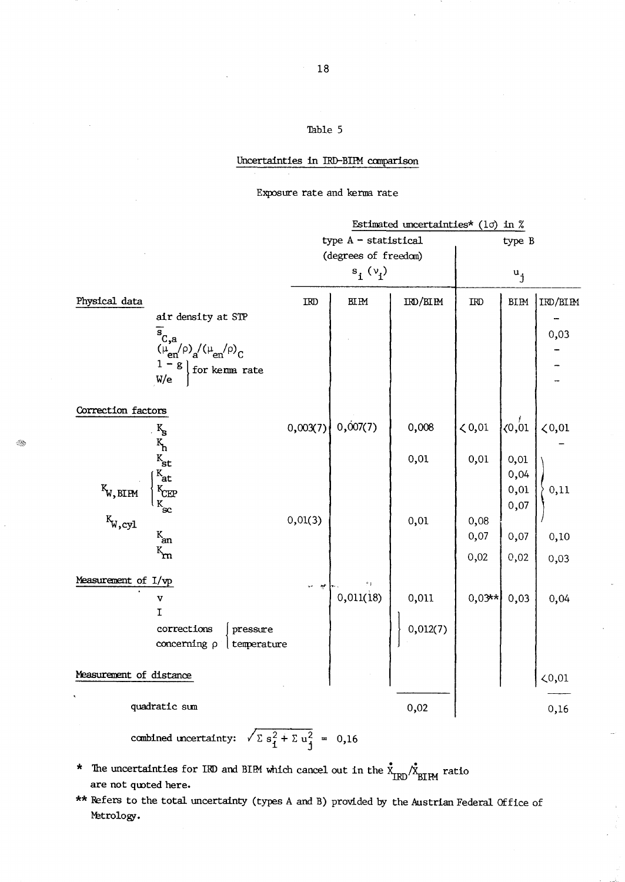Table 5

Uncertainties in IRD-BIPM comparison

Exposure rate and kerma rate

| | Estimated uncertainties* (1σ) in % | | | | | |
|---|---|---|---|---|---|---|
| | type A - statistical (degrees of freedom) $s_i$ $(\nu_i)$ | | | type B $u_j$ | | |
| | IRD | BIPM | IRD/BIPM | IRD | BIPM | IRD/BIPM |
| **Physical data** | | | | | | |
| air density at STP | | | | | | – |
| $\bar{s}_{C,a}$ | | | | | | 0,03 |
| $(\mu_{en}/\rho)_a/(\mu_{en}/\rho)_C$ | | | | | | – |
| $1 - g$ } for kerma rate | | | | | | – |
| $W/e$ | | | | | | – |
| **Correction factors** | | | | | | |
| $K_s$ | 0,003(7) | 0,007(7) | 0,008 | < 0,01 | < 0,01 | < 0,01 |
| $K_h$ | | | | | | – |
| $K_{st}$ | | | 0,01 | 0,01 | 0,01 | } 0,11 |
| $K_{W,BIPM}$ { $K_{at}$ | | | | | 0,04 | |
| $K_{W,BIPM}$ { $K_{CEP}$ | | | | | 0,01 | |
| $K_{W,BIPM}$ { $K_{sc}$ | | | | | 0,07 | |
| $K_{W,cyl}$ | 0,01(3) | | 0,01 | 0,08 | | |
| $K_{an}$ | | | | 0,07 | 0,07 | 0,10 |
| $K_{rn}$ | | | | 0,02 | 0,02 | 0,03 |
| **Measurement of I/vρ** | | | | | | |
| v | | 0,011(18) | 0,011 | 0,03** | 0,03 | 0,04 |
| I | | | } 0,012(7) | | | |
| corrections concerning ρ { pressure | | | | | | |
| corrections concerning ρ { temperature | | | | | | |
| **Measurement of distance** | | | | | | < 0,01 |
| quadratic sum | | | 0,02 | | | 0,16 |

combined uncertainty: $\sqrt{\Sigma s_i^2 + \Sigma u_j^2} = 0,16$

\* The uncertainties for IRD and BIPM which cancel out in the $\dot{X}_{IRD}/\dot{X}_{BIPM}$ ratio are not quoted here.

\*\* Refers to the total uncertainty (types A and B) provided by the Austrian Federal Office of Metrology.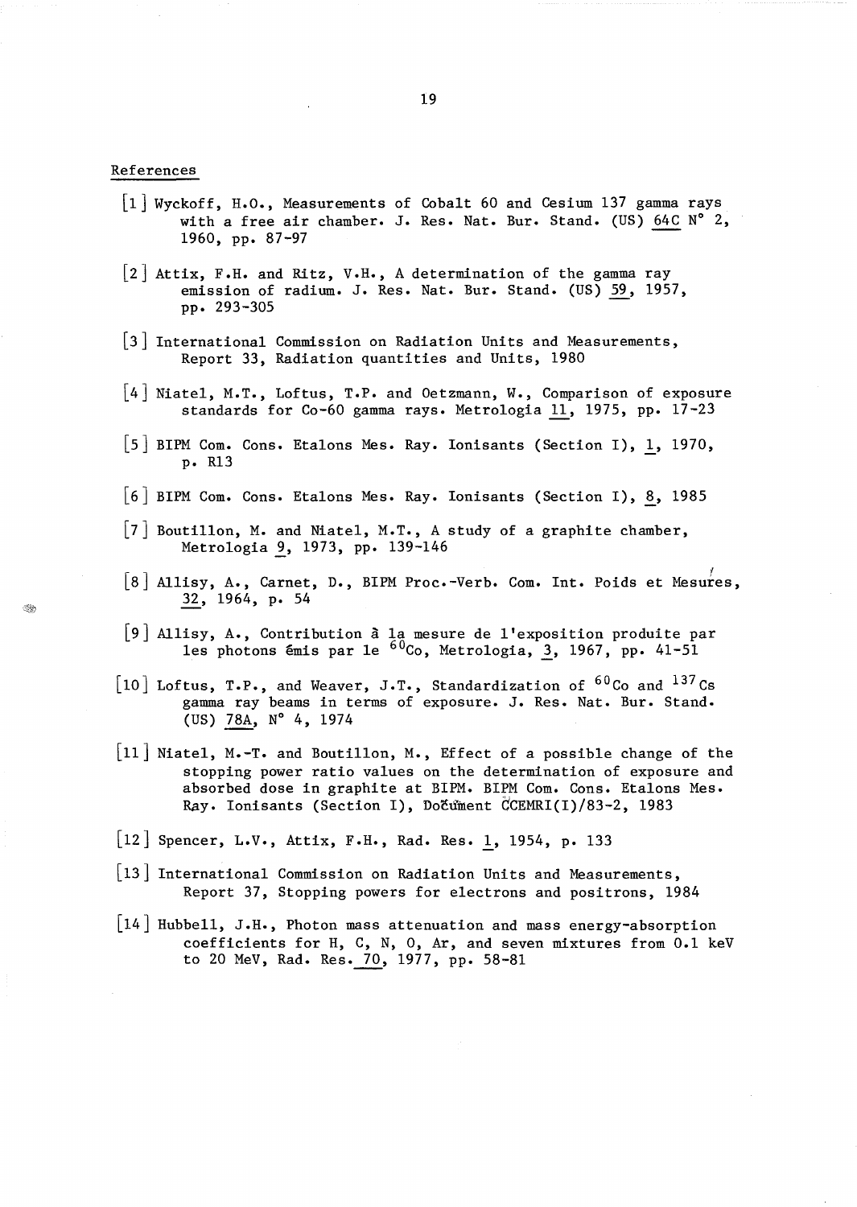References

[1] Wyckoff, H.O., Measurements of Cobalt 60 and Cesium 137 gamma rays with a free air chamber. J. Res. Nat. Bur. Stand. (US) 64C N° 2, 1960, pp. 87-97

[2] Attix, F.H. and Ritz, V.H., A determination of the gamma ray emission of radium. J. Res. Nat. Bur. Stand. (US) 59, 1957, pp. 293-305

[3] International Commission on Radiation Units and Measurements, Report 33, Radiation quantities and Units, 1980

[4] Niatel, M.T., Loftus, T.P. and Oetzmann, W., Comparison of exposure standards for Co-60 gamma rays. Metrologia 11, 1975, pp. 17-23

[5] BIPM Com. Cons. Etalons Mes. Ray. Ionisants (Section I), 1, 1970, p. R13

[6] BIPM Com. Cons. Etalons Mes. Ray. Ionisants (Section I), 8, 1985

[7] Boutillon, M. and Niatel, M.T., A study of a graphite chamber, Metrologia 9, 1973, pp. 139-146

[8] Allisy, A., Carnet, D., BIPM Proc.-Verb. Com. Int. Poids et Mesures, 32, 1964, p. 54

[9] Allisy, A., Contribution à la mesure de l'exposition produite par les photons émis par le $^{60}$Co, Metrologia, 3, 1967, pp. 41-51

[10] Loftus, T.P., and Weaver, J.T., Standardization of $^{60}$Co and $^{137}$Cs gamma ray beams in terms of exposure. J. Res. Nat. Bur. Stand. (US) 78A, N° 4, 1974

[11] Niatel, M.-T. and Boutillon, M., Effect of a possible change of the stopping power ratio values on the determination of exposure and absorbed dose in graphite at BIPM. BIPM Com. Cons. Etalons Mes. Ray. Ionisants (Section I), Document CCEMRI(I)/83-2, 1983

[12] Spencer, L.V., Attix, F.H., Rad. Res. 1, 1954, p. 133

[13] International Commission on Radiation Units and Measurements, Report 37, Stopping powers for electrons and positrons, 1984

[14] Hubbell, J.H., Photon mass attenuation and mass energy-absorption coefficients for H, C, N, O, Ar, and seven mixtures from 0.1 keV to 20 MeV, Rad. Res. 70, 1977, pp. 58-81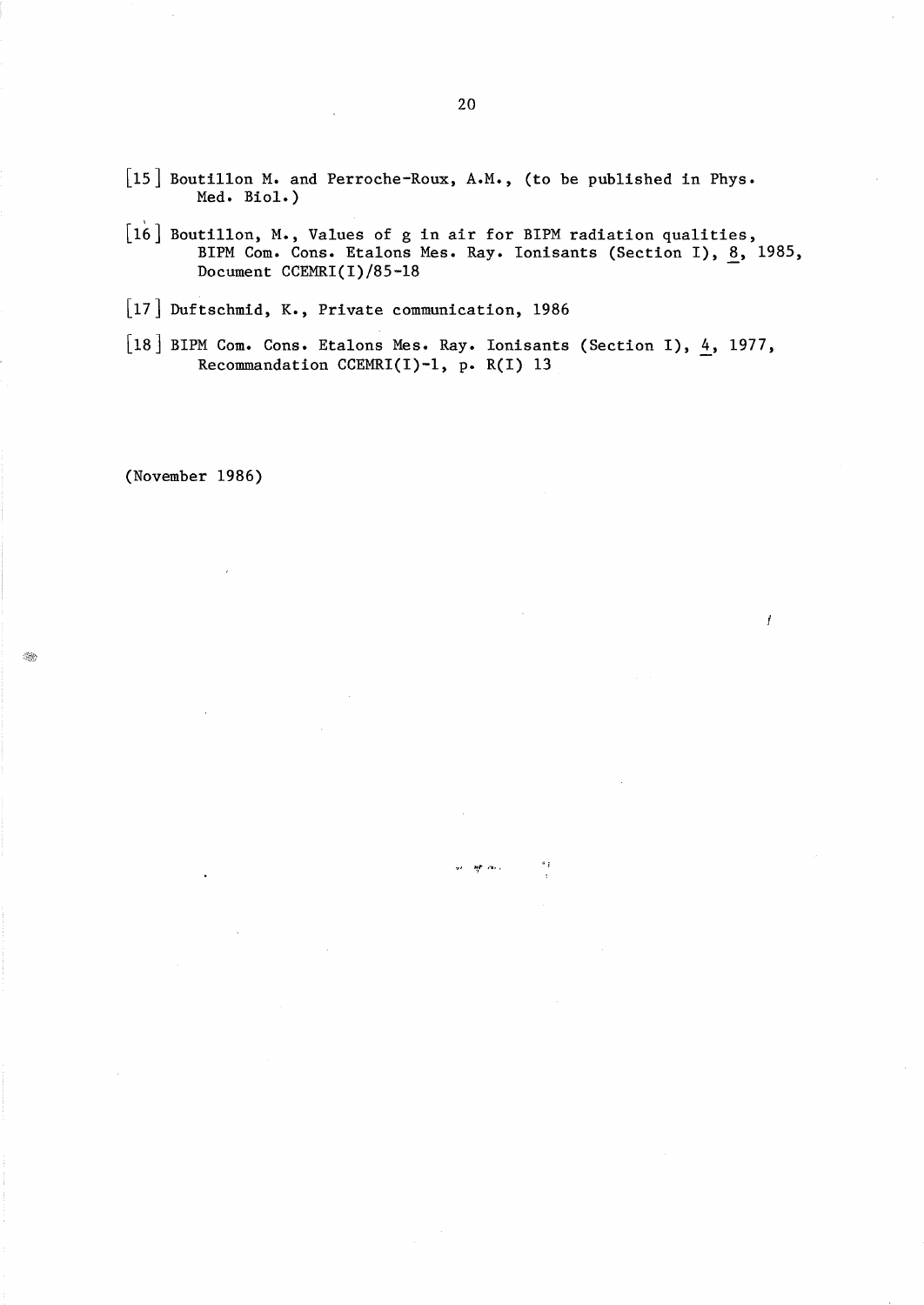[15] Boutillon M. and Perroche-Roux, A.M., (to be published in Phys. Med. Biol.)

[16] Boutillon, M., Values of g in air for BIPM radiation qualities, BIPM Com. Cons. Etalons Mes. Ray. Ionisants (Section I), 8, 1985, Document CCEMRI(I)/85-18

[17] Duftschmid, K., Private communication, 1986

[18] BIPM Com. Cons. Etalons Mes. Ray. Ionisants (Section I), 4, 1977, Recommandation CCEMRI(I)-1, p. R(I) 13

(November 1986)